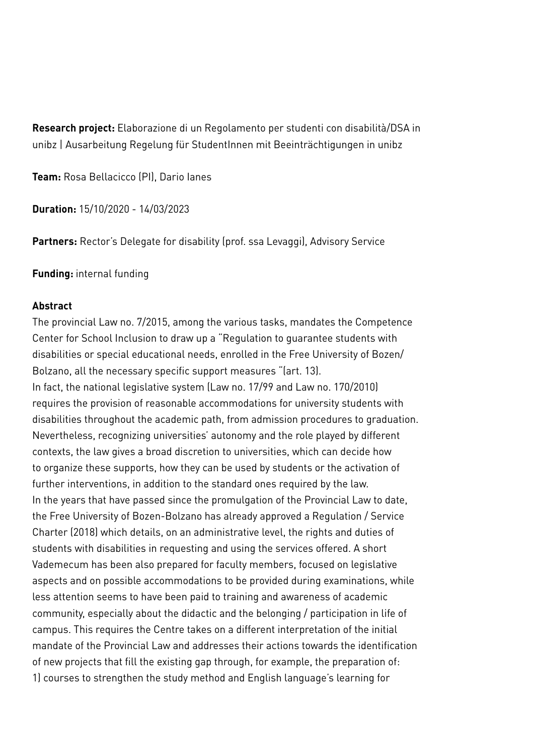**Research project:** Elaborazione di un Regolamento per studenti con disabilità/DSA in unibz | Ausarbeitung Regelung für StudentInnen mit Beeinträchtigungen in unibz

**Team:** Rosa Bellacicco (PI), Dario Ianes

**Duration:** 15/10/2020 - 14/03/2023

**Partners:** Rector's Delegate for disability (prof. ssa Levaggi), Advisory Service

**Funding:** internal funding

**Abstract**

The provincial Law no. 7/2015, among the various tasks, mandates the Competence Center for School Inclusion to draw up a "Regulation to guarantee students with disabilities or special educational needs, enrolled in the Free University of Bozen/ Bolzano, all the necessary specific support measures "(art. 13).
In fact, the national legislative system (Law no. 17/99 and Law no. 170/2010) requires the provision of reasonable accommodations for university students with disabilities throughout the academic path, from admission procedures to graduation. Nevertheless, recognizing universities' autonomy and the role played by different contexts, the law gives a broad discretion to universities, which can decide how to organize these supports, how they can be used by students or the activation of further interventions, in addition to the standard ones required by the law.
In the years that have passed since the promulgation of the Provincial Law to date, the Free University of Bozen-Bolzano has already approved a Regulation / Service Charter (2018) which details, on an administrative level, the rights and duties of students with disabilities in requesting and using the services offered. A short Vademecum has been also prepared for faculty members, focused on legislative aspects and on possible accommodations to be provided during examinations, while less attention seems to have been paid to training and awareness of academic community, especially about the didactic and the belonging / participation in life of campus. This requires the Centre takes on a different interpretation of the initial mandate of the Provincial Law and addresses their actions towards the identification of new projects that fill the existing gap through, for example, the preparation of:
1) courses to strengthen the study method and English language's learning for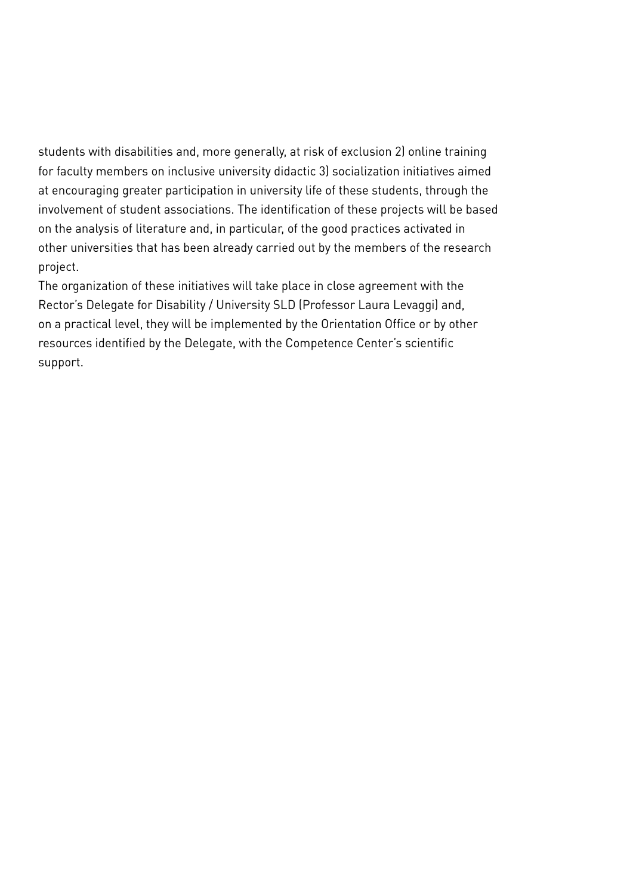students with disabilities and, more generally, at risk of exclusion 2) online training for faculty members on inclusive university didactic 3) socialization initiatives aimed at encouraging greater participation in university life of these students, through the involvement of student associations. The identification of these projects will be based on the analysis of literature and, in particular, of the good practices activated in other universities that has been already carried out by the members of the research project.

The organization of these initiatives will take place in close agreement with the Rector's Delegate for Disability / University SLD (Professor Laura Levaggi) and, on a practical level, they will be implemented by the Orientation Office or by other resources identified by the Delegate, with the Competence Center's scientific support.